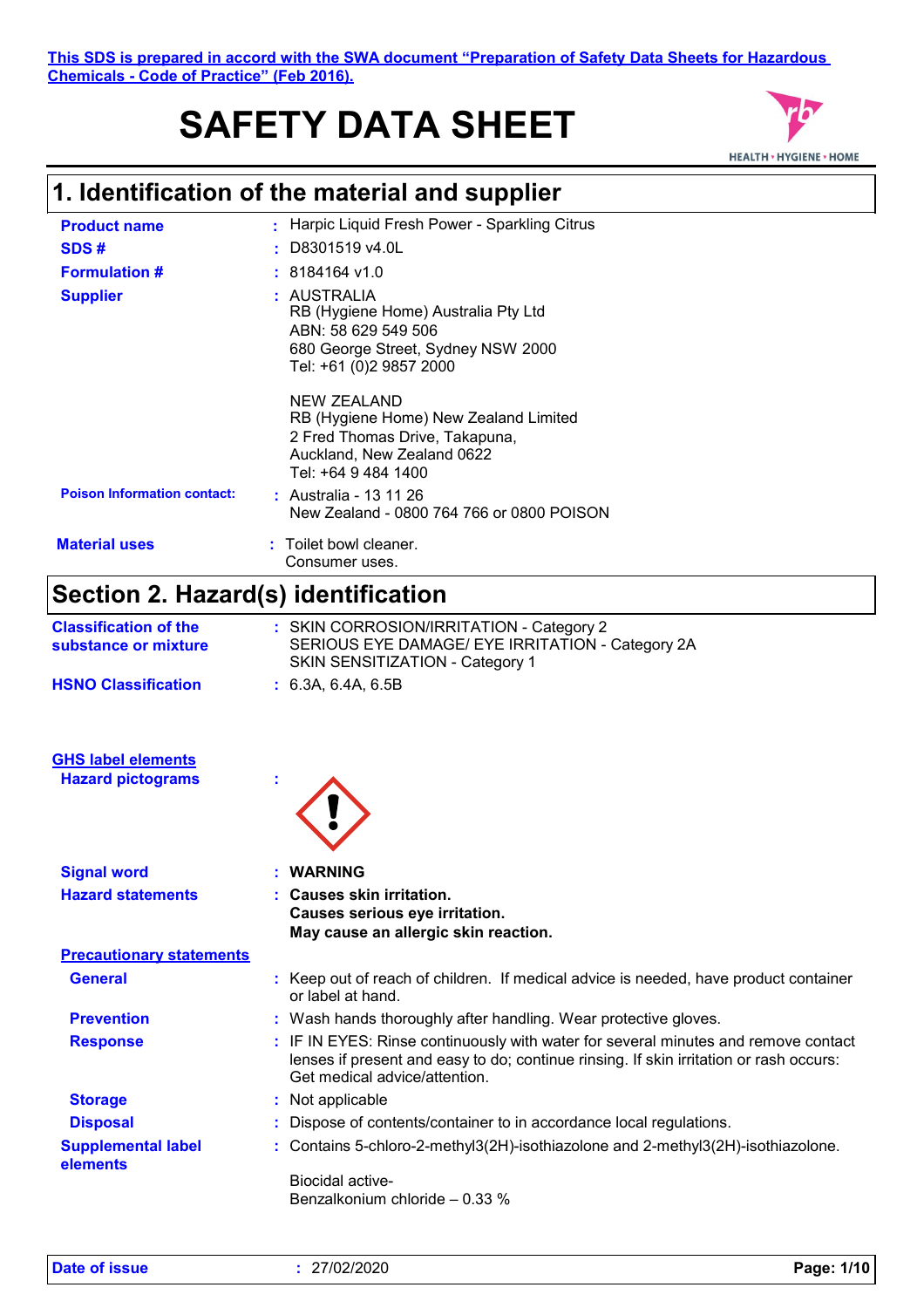This SDS is prepared in accord with the SWA document "Preparation of Safety Data Sheets for Hazardous Chemicals - Code of Practice" (Feb 2016).

# SAFETY DATA SHEET

HEALTH • HYGIENE • HOME

## 1. Identification of the material and supplier

**Product name** : Harpic Liquid Fresh Power - Sparkling Citrus

**SDS #** : D8301519 v4.0L

**Formulation #** : 8184164 v1.0

**Supplier** : AUSTRALIA
RB (Hygiene Home) Australia Pty Ltd
ABN: 58 629 549 506
680 George Street, Sydney NSW 2000
Tel: +61 (0)2 9857 2000

NEW ZEALAND
RB (Hygiene Home) New Zealand Limited
2 Fred Thomas Drive, Takapuna,
Auckland, New Zealand 0622
Tel: +64 9 484 1400

**Poison Information contact:** : Australia - 13 11 26
New Zealand - 0800 764 766 or 0800 POISON

**Material uses** : Toilet bowl cleaner.
Consumer uses.

## Section 2. Hazard(s) identification

**Classification of the substance or mixture** : SKIN CORROSION/IRRITATION - Category 2
SERIOUS EYE DAMAGE/ EYE IRRITATION - Category 2A
SKIN SENSITIZATION - Category 1

**HSNO Classification** : 6.3A, 6.4A, 6.5B

**GHS label elements**

**Hazard pictograms** :

**Signal word** : **WARNING**

**Hazard statements** : **Causes skin irritation.**
**Causes serious eye irritation.**
**May cause an allergic skin reaction.**

**Precautionary statements**

**General** : Keep out of reach of children. If medical advice is needed, have product container or label at hand.

**Prevention** : Wash hands thoroughly after handling. Wear protective gloves.

**Response** : IF IN EYES: Rinse continuously with water for several minutes and remove contact lenses if present and easy to do; continue rinsing. If skin irritation or rash occurs: Get medical advice/attention.

**Storage** : Not applicable

**Disposal** : Dispose of contents/container to in accordance local regulations.

**Supplemental label elements** : Contains 5-chloro-2-methyl3(2H)-isothiazolone and 2-methyl3(2H)-isothiazolone.

Biocidal active-
Benzalkonium chloride – 0.33 %

**Date of issue** : 27/02/2020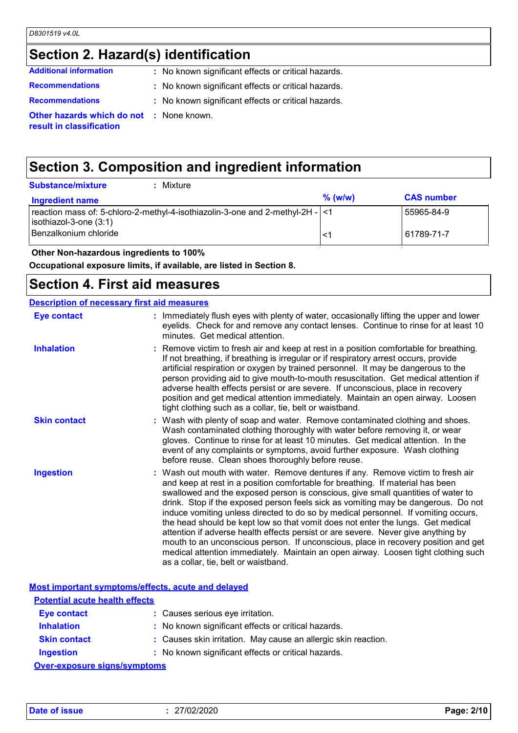## Section 2. Hazard(s) identification

**Additional information** : No known significant effects or critical hazards.

**Recommendations** : No known significant effects or critical hazards.

**Recommendations** : No known significant effects or critical hazards.

**Other hazards which do not result in classification** : None known.

## Section 3. Composition and ingredient information

**Substance/mixture** : Mixture

| Ingredient name | % (w/w) | CAS number |
|---|---|---|
| reaction mass of: 5-chloro-2-methyl-4-isothiazolin-3-one and 2-methyl-2H -isothiazol-3-one (3:1) | <1 | 55965-84-9 |
| Benzalkonium chloride | <1 | 61789-71-7 |

**Other Non-hazardous ingredients to 100%**

**Occupational exposure limits, if available, are listed in Section 8.**

## Section 4. First aid measures

### Description of necessary first aid measures

**Eye contact** : Immediately flush eyes with plenty of water, occasionally lifting the upper and lower eyelids. Check for and remove any contact lenses. Continue to rinse for at least 10 minutes. Get medical attention.

**Inhalation** : Remove victim to fresh air and keep at rest in a position comfortable for breathing. If not breathing, if breathing is irregular or if respiratory arrest occurs, provide artificial respiration or oxygen by trained personnel. It may be dangerous to the person providing aid to give mouth-to-mouth resuscitation. Get medical attention if adverse health effects persist or are severe. If unconscious, place in recovery position and get medical attention immediately. Maintain an open airway. Loosen tight clothing such as a collar, tie, belt or waistband.

**Skin contact** : Wash with plenty of soap and water. Remove contaminated clothing and shoes. Wash contaminated clothing thoroughly with water before removing it, or wear gloves. Continue to rinse for at least 10 minutes. Get medical attention. In the event of any complaints or symptoms, avoid further exposure. Wash clothing before reuse. Clean shoes thoroughly before reuse.

**Ingestion** : Wash out mouth with water. Remove dentures if any. Remove victim to fresh air and keep at rest in a position comfortable for breathing. If material has been swallowed and the exposed person is conscious, give small quantities of water to drink. Stop if the exposed person feels sick as vomiting may be dangerous. Do not induce vomiting unless directed to do so by medical personnel. If vomiting occurs, the head should be kept low so that vomit does not enter the lungs. Get medical attention if adverse health effects persist or are severe. Never give anything by mouth to an unconscious person. If unconscious, place in recovery position and get medical attention immediately. Maintain an open airway. Loosen tight clothing such as a collar, tie, belt or waistband.

### Most important symptoms/effects, acute and delayed

#### Potential acute health effects

**Eye contact** : Causes serious eye irritation.

**Inhalation** : No known significant effects or critical hazards.

**Skin contact** : Causes skin irritation. May cause an allergic skin reaction.

**Ingestion** : No known significant effects or critical hazards.

#### Over-exposure signs/symptoms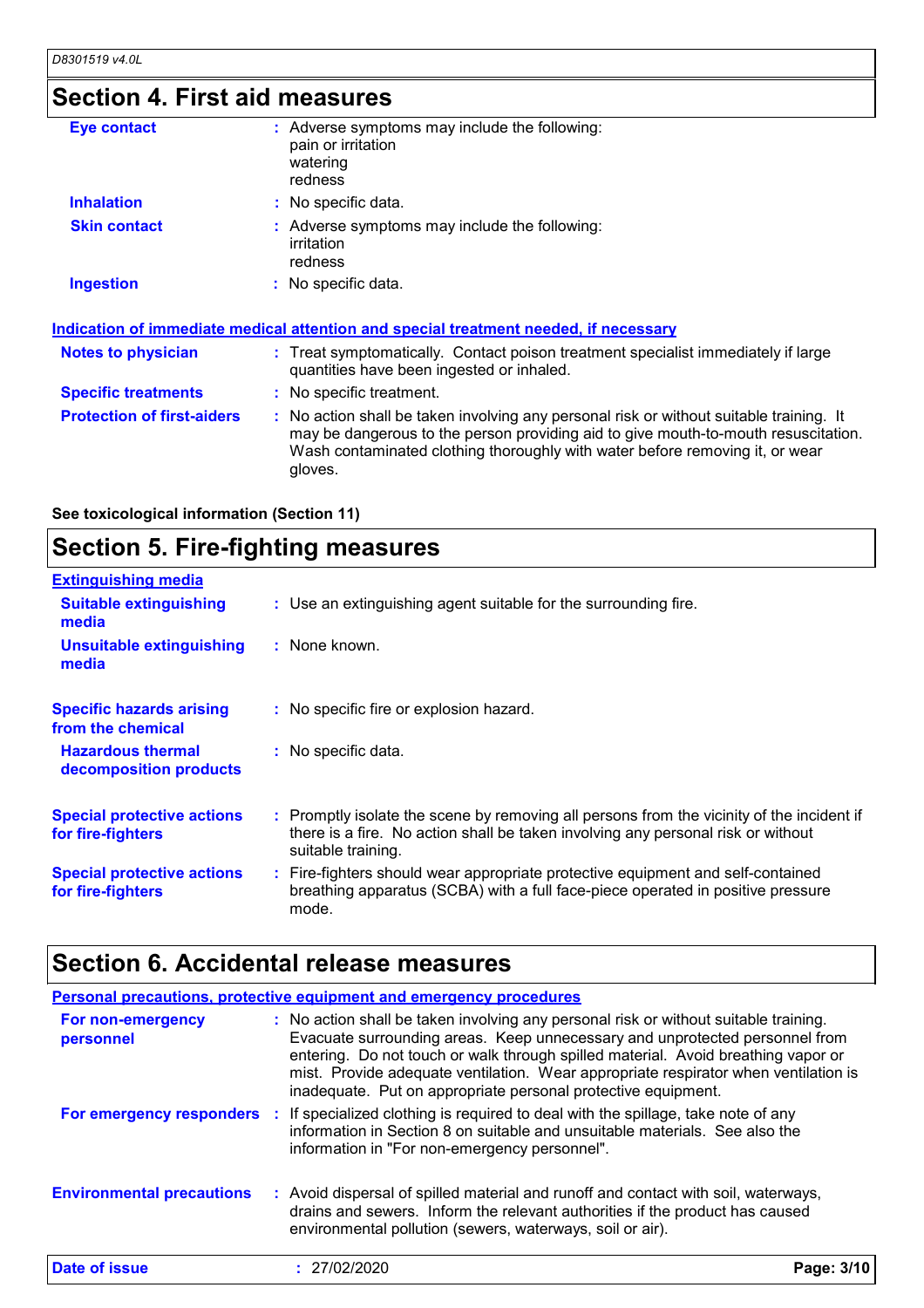## Section 4. First aid measures

| | | |
|---|---|---|
| **Eye contact** | : | Adverse symptoms may include the following:<br>pain or irritation<br>watering<br>redness |
| **Inhalation** | : | No specific data. |
| **Skin contact** | : | Adverse symptoms may include the following:<br>irritation<br>redness |
| **Ingestion** | : | No specific data. |

### Indication of immediate medical attention and special treatment needed, if necessary

| | | |
|---|---|---|
| **Notes to physician** | : | Treat symptomatically. Contact poison treatment specialist immediately if large quantities have been ingested or inhaled. |
| **Specific treatments** | : | No specific treatment. |
| **Protection of first-aiders** | : | No action shall be taken involving any personal risk or without suitable training. It may be dangerous to the person providing aid to give mouth-to-mouth resuscitation. Wash contaminated clothing thoroughly with water before removing it, or wear gloves. |

**See toxicological information (Section 11)**

## Section 5. Fire-fighting measures

### Extinguishing media

| | | |
|---|---|---|
| **Suitable extinguishing media** | : | Use an extinguishing agent suitable for the surrounding fire. |
| **Unsuitable extinguishing media** | : | None known. |
| **Specific hazards arising from the chemical** | : | No specific fire or explosion hazard. |
| **Hazardous thermal decomposition products** | : | No specific data. |
| **Special protective actions for fire-fighters** | : | Promptly isolate the scene by removing all persons from the vicinity of the incident if there is a fire. No action shall be taken involving any personal risk or without suitable training. |
| **Special protective actions for fire-fighters** | : | Fire-fighters should wear appropriate protective equipment and self-contained breathing apparatus (SCBA) with a full face-piece operated in positive pressure mode. |

## Section 6. Accidental release measures

### Personal precautions, protective equipment and emergency procedures

| | | |
|---|---|---|
| **For non-emergency personnel** | : | No action shall be taken involving any personal risk or without suitable training. Evacuate surrounding areas. Keep unnecessary and unprotected personnel from entering. Do not touch or walk through spilled material. Avoid breathing vapor or mist. Provide adequate ventilation. Wear appropriate respirator when ventilation is inadequate. Put on appropriate personal protective equipment. |
| **For emergency responders** | : | If specialized clothing is required to deal with the spillage, take note of any information in Section 8 on suitable and unsuitable materials. See also the information in "For non-emergency personnel". |
| **Environmental precautions** | : | Avoid dispersal of spilled material and runoff and contact with soil, waterways, drains and sewers. Inform the relevant authorities if the product has caused environmental pollution (sewers, waterways, soil or air). |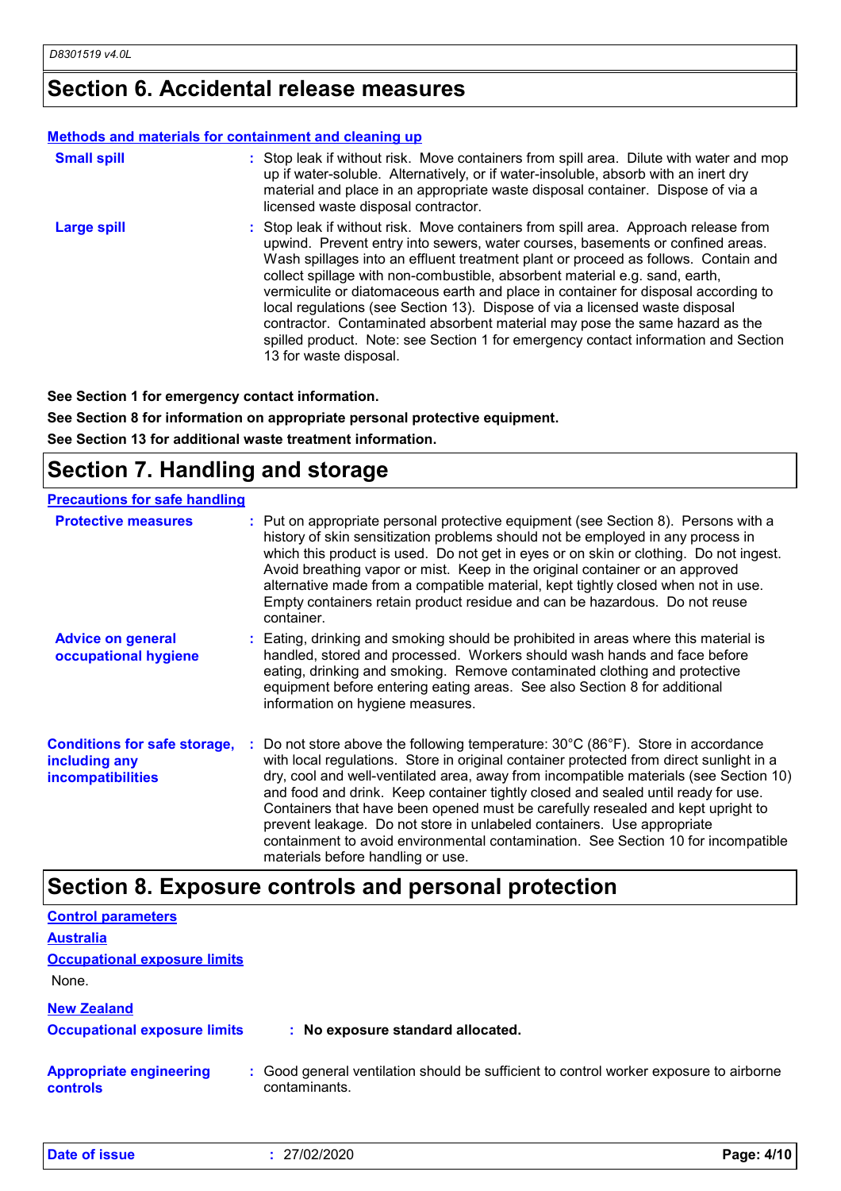# Section 6. Accidental release measures

**Methods and materials for containment and cleaning up**

**Small spill** : Stop leak if without risk. Move containers from spill area. Dilute with water and mop up if water-soluble. Alternatively, or if water-insoluble, absorb with an inert dry material and place in an appropriate waste disposal container. Dispose of via a licensed waste disposal contractor.

**Large spill** : Stop leak if without risk. Move containers from spill area. Approach release from upwind. Prevent entry into sewers, water courses, basements or confined areas. Wash spillages into an effluent treatment plant or proceed as follows. Contain and collect spillage with non-combustible, absorbent material e.g. sand, earth, vermiculite or diatomaceous earth and place in container for disposal according to local regulations (see Section 13). Dispose of via a licensed waste disposal contractor. Contaminated absorbent material may pose the same hazard as the spilled product. Note: see Section 1 for emergency contact information and Section 13 for waste disposal.

**See Section 1 for emergency contact information.**

**See Section 8 for information on appropriate personal protective equipment.**

**See Section 13 for additional waste treatment information.**

# Section 7. Handling and storage

**Precautions for safe handling**

**Protective measures** : Put on appropriate personal protective equipment (see Section 8). Persons with a history of skin sensitization problems should not be employed in any process in which this product is used. Do not get in eyes or on skin or clothing. Do not ingest. Avoid breathing vapor or mist. Keep in the original container or an approved alternative made from a compatible material, kept tightly closed when not in use. Empty containers retain product residue and can be hazardous. Do not reuse container.

**Advice on general occupational hygiene** : Eating, drinking and smoking should be prohibited in areas where this material is handled, stored and processed. Workers should wash hands and face before eating, drinking and smoking. Remove contaminated clothing and protective equipment before entering eating areas. See also Section 8 for additional information on hygiene measures.

**Conditions for safe storage, including any incompatibilities** : Do not store above the following temperature: 30°C (86°F). Store in accordance with local regulations. Store in original container protected from direct sunlight in a dry, cool and well-ventilated area, away from incompatible materials (see Section 10) and food and drink. Keep container tightly closed and sealed until ready for use. Containers that have been opened must be carefully resealed and kept upright to prevent leakage. Do not store in unlabeled containers. Use appropriate containment to avoid environmental contamination. See Section 10 for incompatible materials before handling or use.

# Section 8. Exposure controls and personal protection

**Control parameters**

**Australia**

**Occupational exposure limits**

None.

**New Zealand**

**Occupational exposure limits** : **No exposure standard allocated.**

**Appropriate engineering controls** : Good general ventilation should be sufficient to control worker exposure to airborne contaminants.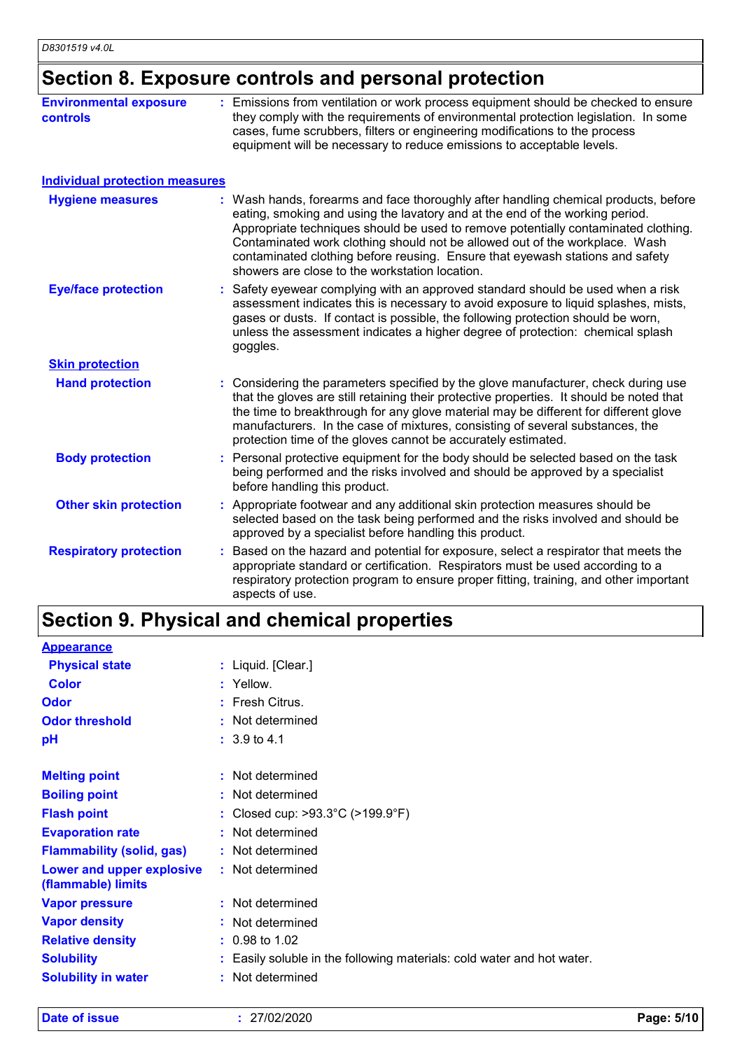## Section 8. Exposure controls and personal protection

**Environmental exposure controls** : Emissions from ventilation or work process equipment should be checked to ensure they comply with the requirements of environmental protection legislation. In some cases, fume scrubbers, filters or engineering modifications to the process equipment will be necessary to reduce emissions to acceptable levels.

### Individual protection measures

**Hygiene measures** : Wash hands, forearms and face thoroughly after handling chemical products, before eating, smoking and using the lavatory and at the end of the working period. Appropriate techniques should be used to remove potentially contaminated clothing. Contaminated work clothing should not be allowed out of the workplace. Wash contaminated clothing before reusing. Ensure that eyewash stations and safety showers are close to the workstation location.

**Eye/face protection** : Safety eyewear complying with an approved standard should be used when a risk assessment indicates this is necessary to avoid exposure to liquid splashes, mists, gases or dusts. If contact is possible, the following protection should be worn, unless the assessment indicates a higher degree of protection: chemical splash goggles.

#### Skin protection

**Hand protection** : Considering the parameters specified by the glove manufacturer, check during use that the gloves are still retaining their protective properties. It should be noted that the time to breakthrough for any glove material may be different for different glove manufacturers. In the case of mixtures, consisting of several substances, the protection time of the gloves cannot be accurately estimated.

**Body protection** : Personal protective equipment for the body should be selected based on the task being performed and the risks involved and should be approved by a specialist before handling this product.

**Other skin protection** : Appropriate footwear and any additional skin protection measures should be selected based on the task being performed and the risks involved and should be approved by a specialist before handling this product.

**Respiratory protection** : Based on the hazard and potential for exposure, select a respirator that meets the appropriate standard or certification. Respirators must be used according to a respiratory protection program to ensure proper fitting, training, and other important aspects of use.

## Section 9. Physical and chemical properties

### Appearance

**Physical state** : Liquid. [Clear.]

**Color** : Yellow.

**Odor** : Fresh Citrus.

**Odor threshold** : Not determined

**pH** : 3.9 to 4.1

**Melting point** : Not determined

**Boiling point** : Not determined

**Flash point** : Closed cup: >93.3°C (>199.9°F)

**Evaporation rate** : Not determined

**Flammability (solid, gas)** : Not determined

**Lower and upper explosive (flammable) limits** : Not determined

**Vapor pressure** : Not determined

**Vapor density** : Not determined

**Relative density** : 0.98 to 1.02

**Solubility** : Easily soluble in the following materials: cold water and hot water.

**Solubility in water** : Not determined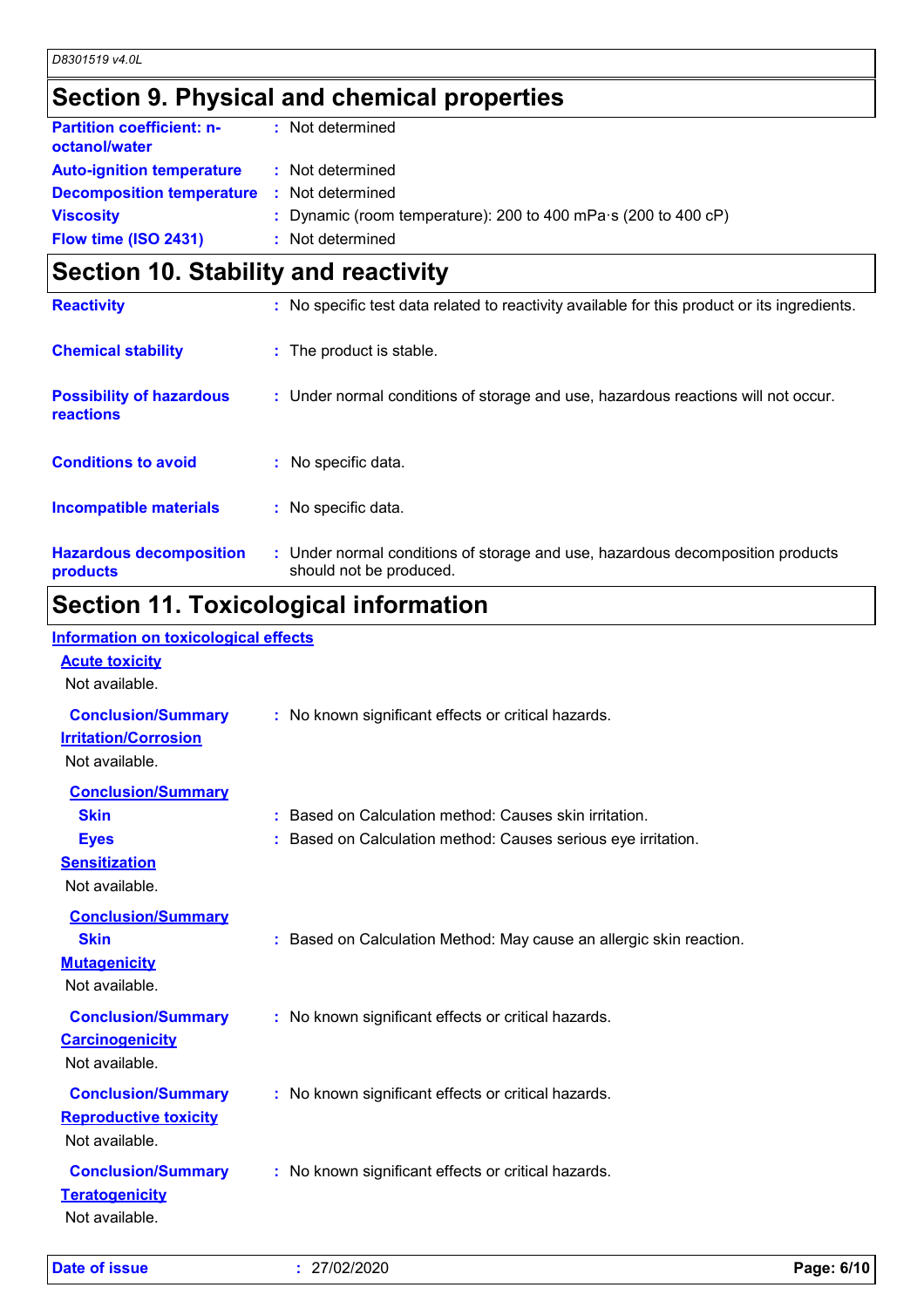## Section 9. Physical and chemical properties

| | |
|---|---|
| **Partition coefficient: n-octanol/water** | : Not determined |
| **Auto-ignition temperature** | : Not determined |
| **Decomposition temperature** | : Not determined |
| **Viscosity** | : Dynamic (room temperature): 200 to 400 mPa·s (200 to 400 cP) |
| **Flow time (ISO 2431)** | : Not determined |

## Section 10. Stability and reactivity

| | |
|---|---|
| **Reactivity** | : No specific test data related to reactivity available for this product or its ingredients. |
| **Chemical stability** | : The product is stable. |
| **Possibility of hazardous reactions** | : Under normal conditions of storage and use, hazardous reactions will not occur. |
| **Conditions to avoid** | : No specific data. |
| **Incompatible materials** | : No specific data. |
| **Hazardous decomposition products** | : Under normal conditions of storage and use, hazardous decomposition products should not be produced. |

## Section 11. Toxicological information

### Information on toxicological effects

#### Acute toxicity

Not available.

**Conclusion/Summary** : No known significant effects or critical hazards.

#### Irritation/Corrosion

Not available.

**Conclusion/Summary**

- **Skin** : Based on Calculation method: Causes skin irritation.
- **Eyes** : Based on Calculation method: Causes serious eye irritation.

#### Sensitization

Not available.

**Conclusion/Summary**

- **Skin** : Based on Calculation Method: May cause an allergic skin reaction.

#### Mutagenicity

Not available.

**Conclusion/Summary** : No known significant effects or critical hazards.

#### Carcinogenicity

Not available.

**Conclusion/Summary** : No known significant effects or critical hazards.

#### Reproductive toxicity

Not available.

**Conclusion/Summary** : No known significant effects or critical hazards.

#### Teratogenicity

Not available.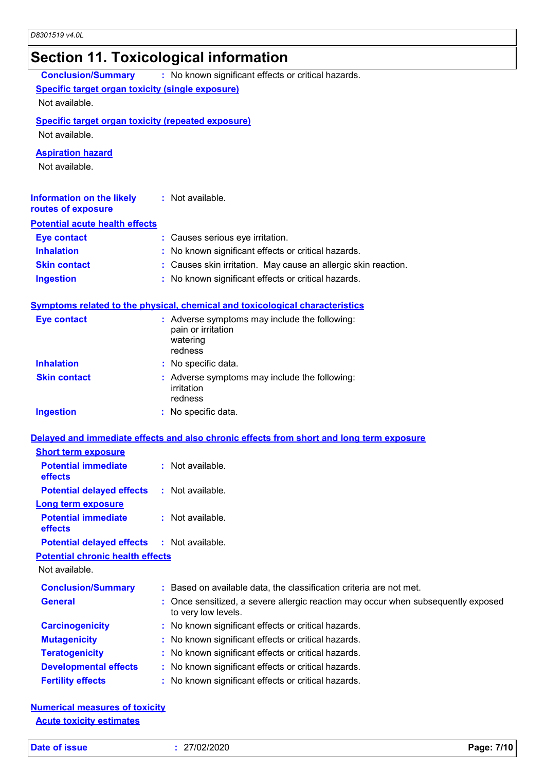# Section 11. Toxicological information

**Conclusion/Summary** : No known significant effects or critical hazards.

**Specific target organ toxicity (single exposure)**

Not available.

**Specific target organ toxicity (repeated exposure)**

Not available.

**Aspiration hazard**

Not available.

**Information on the likely routes of exposure** : Not available.

**Potential acute health effects**

| | |
|---|---|
| **Eye contact** | : Causes serious eye irritation. |
| **Inhalation** | : No known significant effects or critical hazards. |
| **Skin contact** | : Causes skin irritation. May cause an allergic skin reaction. |
| **Ingestion** | : No known significant effects or critical hazards. |

**Symptoms related to the physical, chemical and toxicological characteristics**

| | |
|---|---|
| **Eye contact** | : Adverse symptoms may include the following: pain or irritation, watering, redness |
| **Inhalation** | : No specific data. |
| **Skin contact** | : Adverse symptoms may include the following: irritation, redness |
| **Ingestion** | : No specific data. |

**Delayed and immediate effects and also chronic effects from short and long term exposure**

**Short term exposure**

| | |
|---|---|
| **Potential immediate effects** | : Not available. |
| **Potential delayed effects** | : Not available. |

**Long term exposure**

| | |
|---|---|
| **Potential immediate effects** | : Not available. |
| **Potential delayed effects** | : Not available. |

**Potential chronic health effects**

Not available.

| | |
|---|---|
| **Conclusion/Summary** | : Based on available data, the classification criteria are not met. |
| **General** | : Once sensitized, a severe allergic reaction may occur when subsequently exposed to very low levels. |
| **Carcinogenicity** | : No known significant effects or critical hazards. |
| **Mutagenicity** | : No known significant effects or critical hazards. |
| **Teratogenicity** | : No known significant effects or critical hazards. |
| **Developmental effects** | : No known significant effects or critical hazards. |
| **Fertility effects** | : No known significant effects or critical hazards. |

**Numerical measures of toxicity**

**Acute toxicity estimates**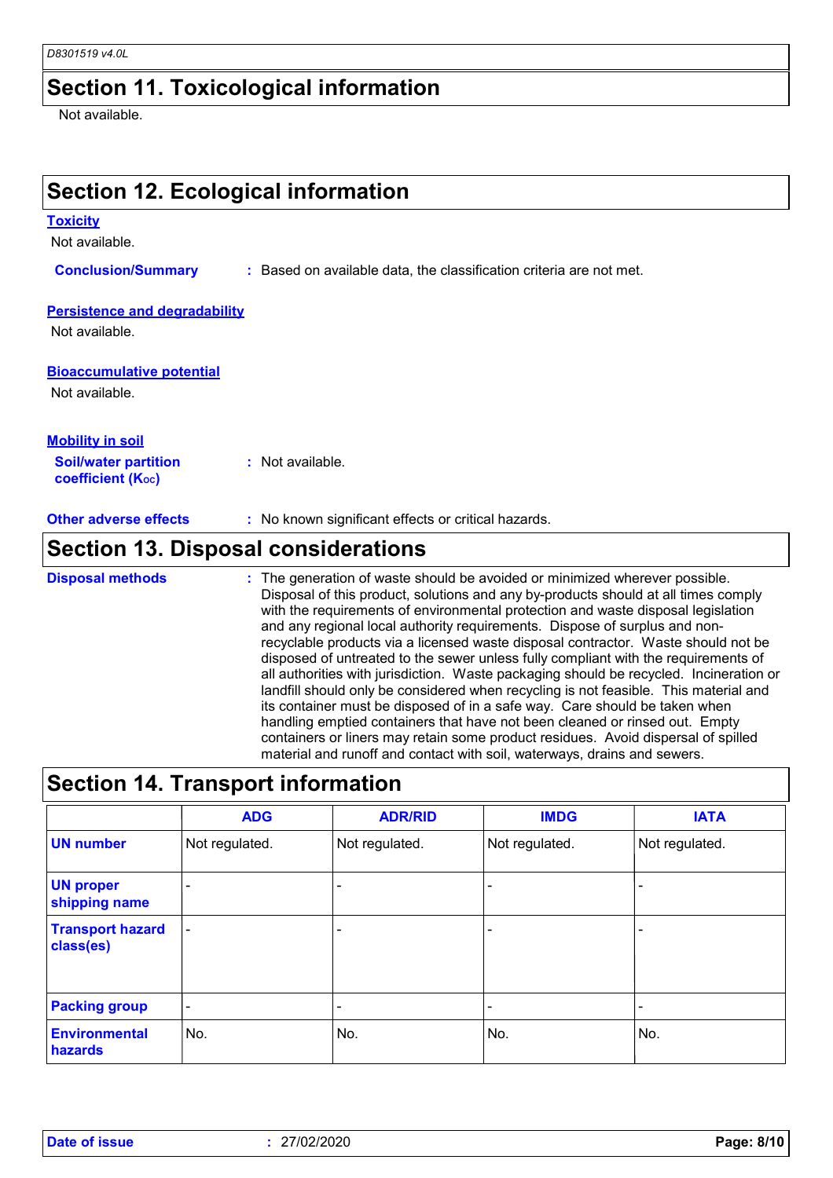## Section 11. Toxicological information

Not available.

## Section 12. Ecological information

**Toxicity**

Not available.

**Conclusion/Summary** : Based on available data, the classification criteria are not met.

**Persistence and degradability**

Not available.

**Bioaccumulative potential**

Not available.

**Mobility in soil**

**Soil/water partition coefficient ($K_{OC}$)** : Not available.

**Other adverse effects** : No known significant effects or critical hazards.

## Section 13. Disposal considerations

**Disposal methods** : The generation of waste should be avoided or minimized wherever possible. Disposal of this product, solutions and any by-products should at all times comply with the requirements of environmental protection and waste disposal legislation and any regional local authority requirements. Dispose of surplus and non-recyclable products via a licensed waste disposal contractor. Waste should not be disposed of untreated to the sewer unless fully compliant with the requirements of all authorities with jurisdiction. Waste packaging should be recycled. Incineration or landfill should only be considered when recycling is not feasible. This material and its container must be disposed of in a safe way. Care should be taken when handling emptied containers that have not been cleaned or rinsed out. Empty containers or liners may retain some product residues. Avoid dispersal of spilled material and runoff and contact with soil, waterways, drains and sewers.

## Section 14. Transport information

| | ADG | ADR/RID | IMDG | IATA |
|---|---|---|---|---|
| **UN number** | Not regulated. | Not regulated. | Not regulated. | Not regulated. |
| **UN proper shipping name** | - | - | - | - |
| **Transport hazard class(es)** | - | - | - | - |
| **Packing group** | - | - | - | - |
| **Environmental hazards** | No. | No. | No. | No. |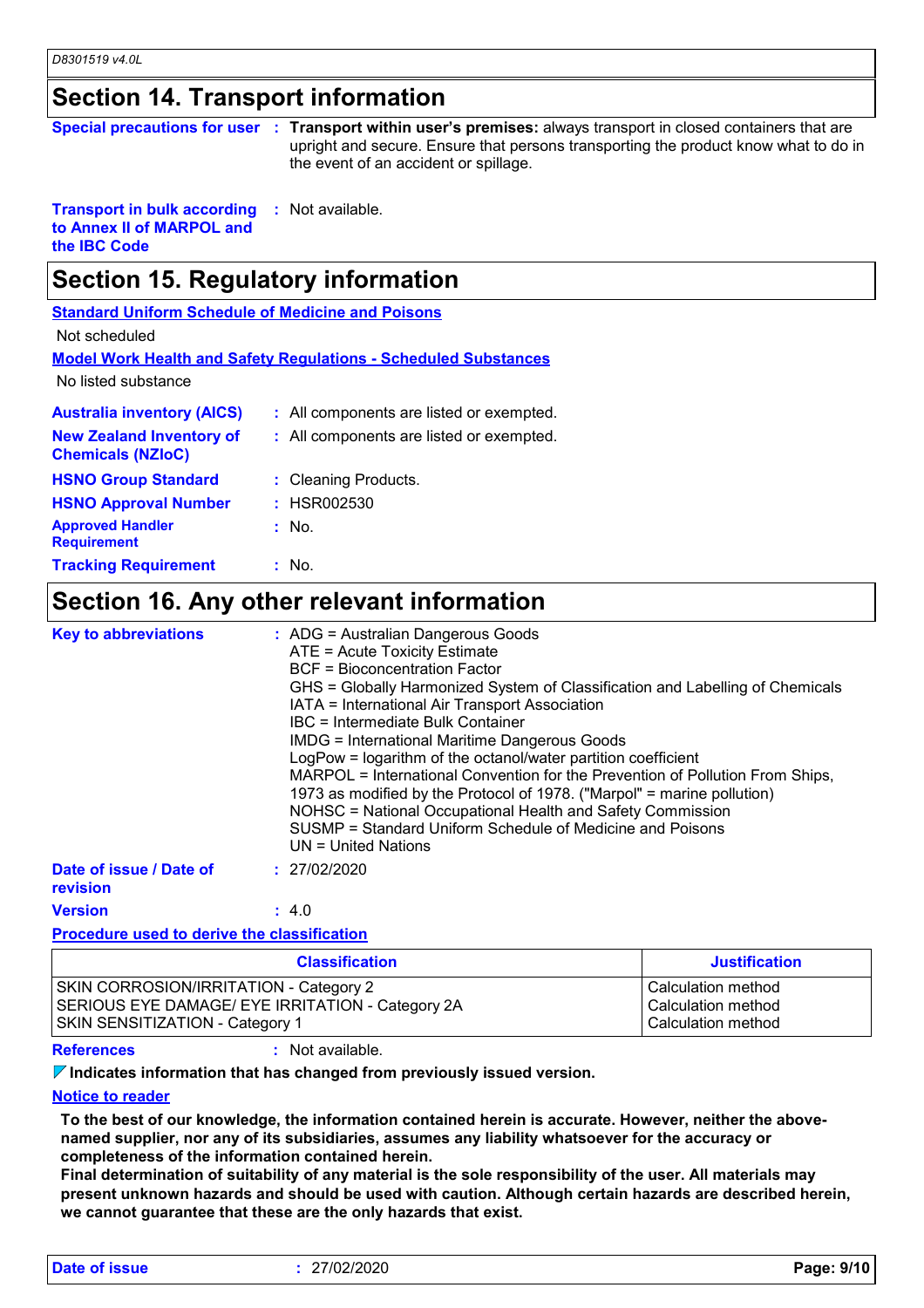## Section 14. Transport information

**Special precautions for user** : **Transport within user's premises:** always transport in closed containers that are upright and secure. Ensure that persons transporting the product know what to do in the event of an accident or spillage.

**Transport in bulk according to Annex II of MARPOL and the IBC Code** : Not available.

## Section 15. Regulatory information

**Standard Uniform Schedule of Medicine and Poisons**

Not scheduled

**Model Work Health and Safety Regulations - Scheduled Substances**

No listed substance

**Australia inventory (AICS)** : All components are listed or exempted.

**New Zealand Inventory of Chemicals (NZIoC)** : All components are listed or exempted.

**HSNO Group Standard** : Cleaning Products.

**HSNO Approval Number** : HSR002530

**Approved Handler Requirement** : No.

**Tracking Requirement** : No.

## Section 16. Any other relevant information

**Key to abbreviations** :
ADG = Australian Dangerous Goods
ATE = Acute Toxicity Estimate
BCF = Bioconcentration Factor
GHS = Globally Harmonized System of Classification and Labelling of Chemicals
IATA = International Air Transport Association
IBC = Intermediate Bulk Container
IMDG = International Maritime Dangerous Goods
LogPow = logarithm of the octanol/water partition coefficient
MARPOL = International Convention for the Prevention of Pollution From Ships, 1973 as modified by the Protocol of 1978. ("Marpol" = marine pollution)
NOHSC = National Occupational Health and Safety Commission
SUSMP = Standard Uniform Schedule of Medicine and Poisons
UN = United Nations

**Date of issue / Date of revision** : 27/02/2020

**Version** : 4.0

**Procedure used to derive the classification**

| Classification | Justification |
|---|---|
| SKIN CORROSION/IRRITATION - Category 2 | Calculation method |
| SERIOUS EYE DAMAGE/ EYE IRRITATION - Category 2A | Calculation method |
| SKIN SENSITIZATION - Category 1 | Calculation method |

**References** : Not available.

**Indicates information that has changed from previously issued version.**

**Notice to reader**

**To the best of our knowledge, the information contained herein is accurate. However, neither the above-named supplier, nor any of its subsidiaries, assumes any liability whatsoever for the accuracy or completeness of the information contained herein.**
**Final determination of suitability of any material is the sole responsibility of the user. All materials may present unknown hazards and should be used with caution. Although certain hazards are described herein, we cannot guarantee that these are the only hazards that exist.**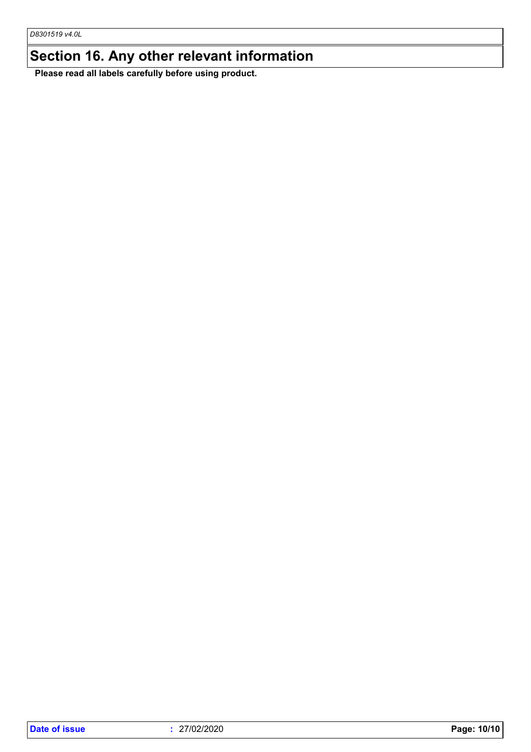## Section 16. Any other relevant information

**Please read all labels carefully before using product.**